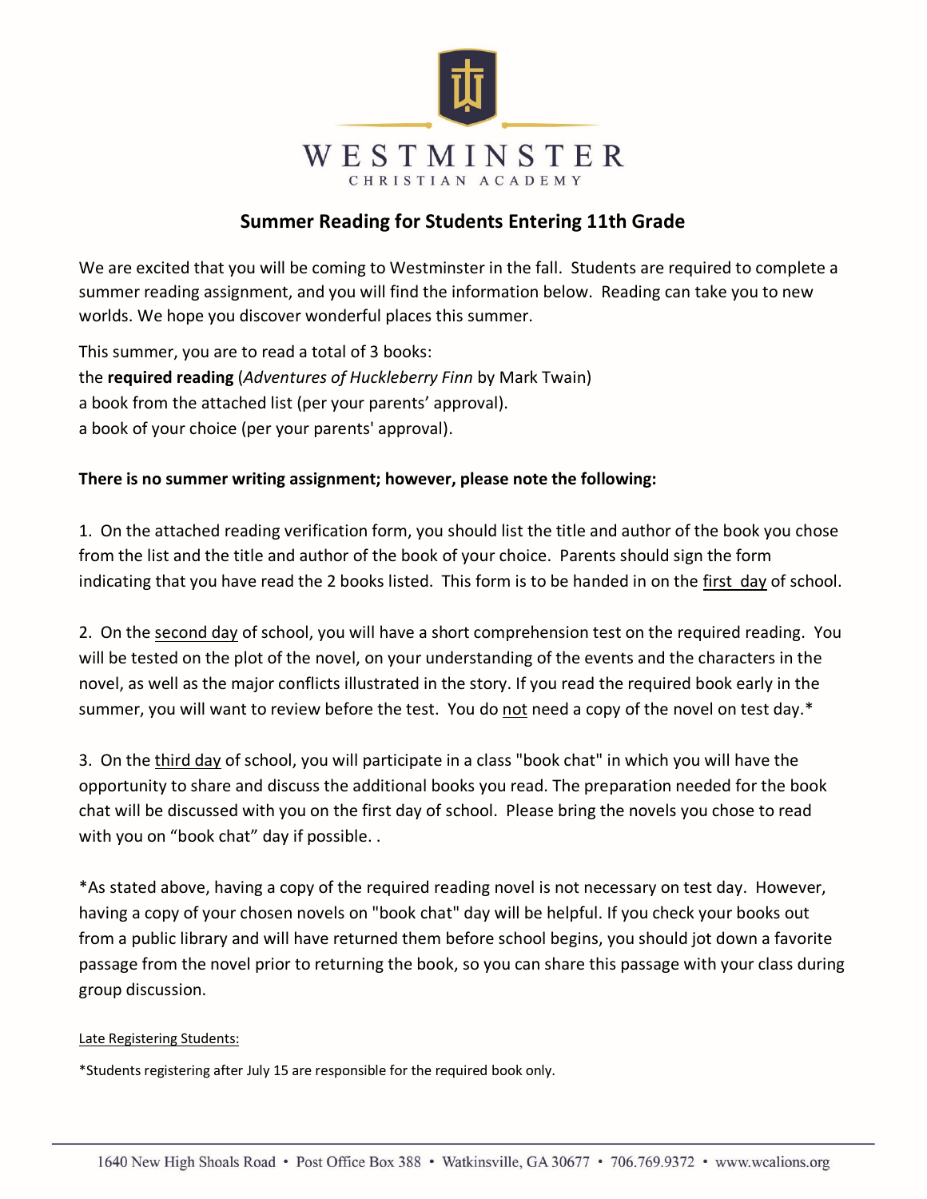WESTMINSTER
CHRISTIAN ACADEMY

## Summer Reading for Students Entering 11th Grade

We are excited that you will be coming to Westminster in the fall. Students are required to complete a summer reading assignment, and you will find the information below. Reading can take you to new worlds. We hope you discover wonderful places this summer.

This summer, you are to read a total of 3 books:
the **required reading** (*Adventures of Huckleberry Finn* by Mark Twain)
a book from the attached list (per your parents' approval).
a book of your choice (per your parents' approval).

**There is no summer writing assignment; however, please note the following:**

1. On the attached reading verification form, you should list the title and author of the book you chose from the list and the title and author of the book of your choice. Parents should sign the form indicating that you have read the 2 books listed. This form is to be handed in on the <u>first day</u> of school.

2. On the <u>second day</u> of school, you will have a short comprehension test on the required reading. You will be tested on the plot of the novel, on your understanding of the events and the characters in the novel, as well as the major conflicts illustrated in the story. If you read the required book early in the summer, you will want to review before the test. You do <u>not</u> need a copy of the novel on test day.*

3. On the <u>third day</u> of school, you will participate in a class "book chat" in which you will have the opportunity to share and discuss the additional books you read. The preparation needed for the book chat will be discussed with you on the first day of school. Please bring the novels you chose to read with you on "book chat" day if possible. .

*As stated above, having a copy of the required reading novel is not necessary on test day. However, having a copy of your chosen novels on "book chat" day will be helpful. If you check your books out from a public library and will have returned them before school begins, you should jot down a favorite passage from the novel prior to returning the book, so you can share this passage with your class during group discussion.

<u>Late Registering Students:</u>

*Students registering after July 15 are responsible for the required book only.

1640 New High Shoals Road • Post Office Box 388 • Watkinsville, GA 30677 • 706.769.9372 • www.wcalions.org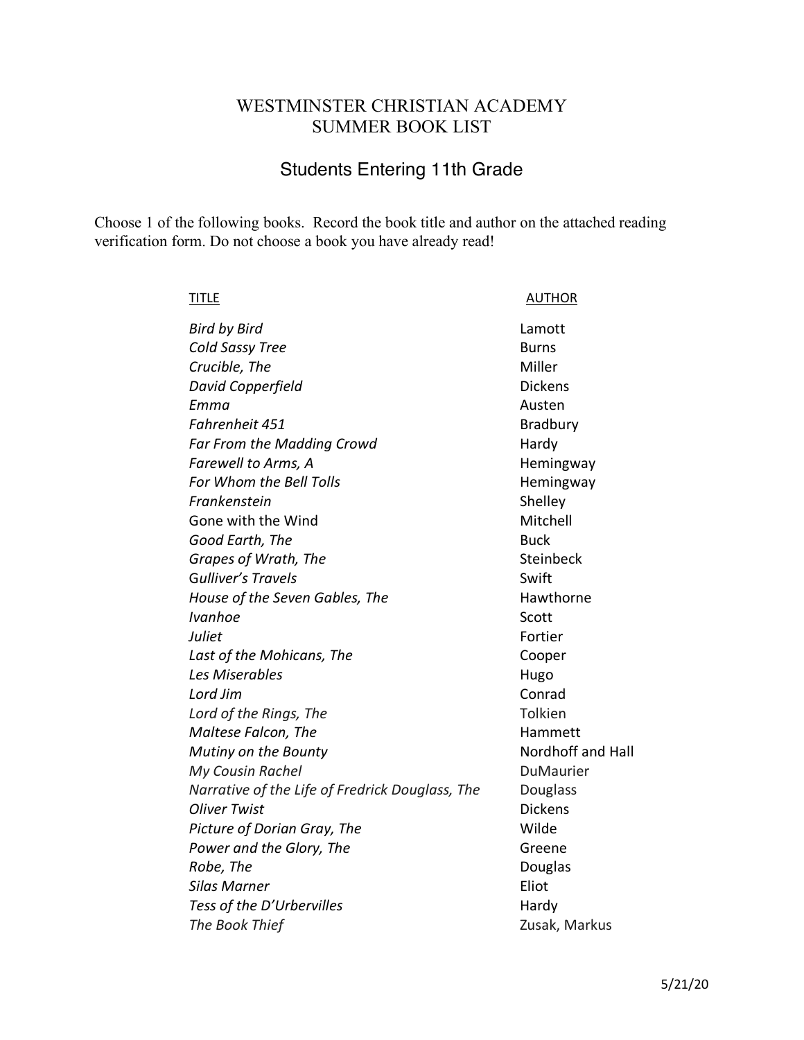# WESTMINSTER CHRISTIAN ACADEMY
# SUMMER BOOK LIST

## Students Entering 11th Grade

Choose 1 of the following books. Record the book title and author on the attached reading verification form. Do not choose a book you have already read!

| TITLE | AUTHOR |
| --- | --- |
| *Bird by Bird* | Lamott |
| *Cold Sassy Tree* | Burns |
| *Crucible, The* | Miller |
| *David Copperfield* | Dickens |
| *Emma* | Austen |
| *Fahrenheit 451* | Bradbury |
| *Far From the Madding Crowd* | Hardy |
| *Farewell to Arms, A* | Hemingway |
| *For Whom the Bell Tolls* | Hemingway |
| *Frankenstein* | Shelley |
| Gone with the Wind | Mitchell |
| *Good Earth, The* | Buck |
| *Grapes of Wrath, The* | Steinbeck |
| G*ulliver's Travels* | Swift |
| *House of the Seven Gables, The* | Hawthorne |
| *Ivanhoe* | Scott |
| *Juliet* | Fortier |
| *Last of the Mohicans, The* | Cooper |
| *Les Miserables* | Hugo |
| *Lord Jim* | Conrad |
| *Lord of the Rings, The* | Tolkien |
| *Maltese Falcon, The* | Hammett |
| *Mutiny on the Bounty* | Nordhoff and Hall |
| *My Cousin Rachel* | DuMaurier |
| *Narrative of the Life of Fredrick Douglass, The* | Douglass |
| *Oliver Twist* | Dickens |
| *Picture of Dorian Gray, The* | Wilde |
| *Power and the Glory, The* | Greene |
| *Robe, The* | Douglas |
| *Silas Marner* | Eliot |
| *Tess of the D'Urbervilles* | Hardy |
| *The Book Thief* | Zusak, Markus |

5/21/20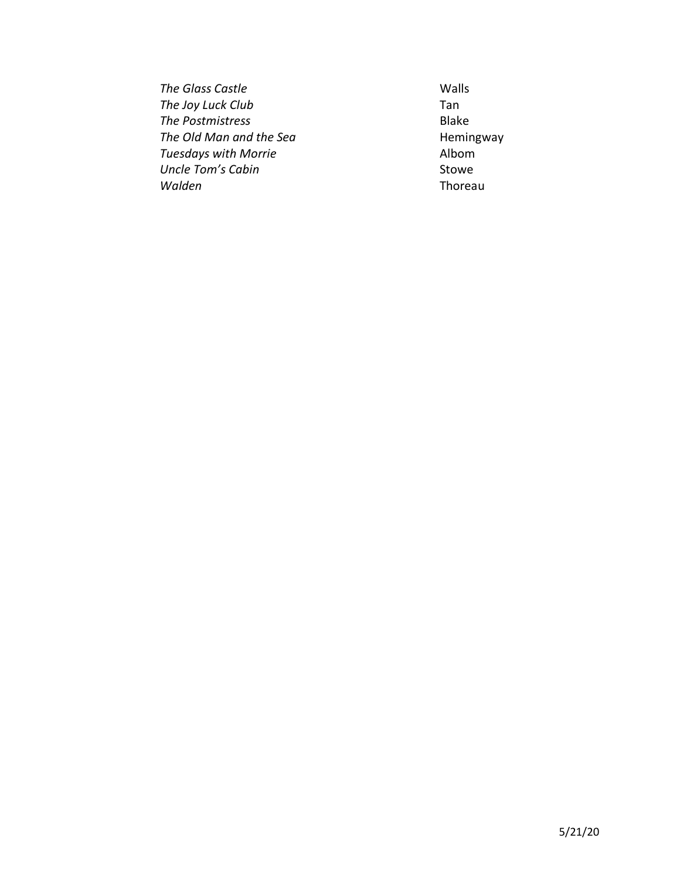| | |
|---|---|
| *The Glass Castle* | Walls |
| *The Joy Luck Club* | Tan |
| *The Postmistress* | Blake |
| *The Old Man and the Sea* | Hemingway |
| *Tuesdays with Morrie* | Albom |
| *Uncle Tom's Cabin* | Stowe |
| *Walden* | Thoreau |

5/21/20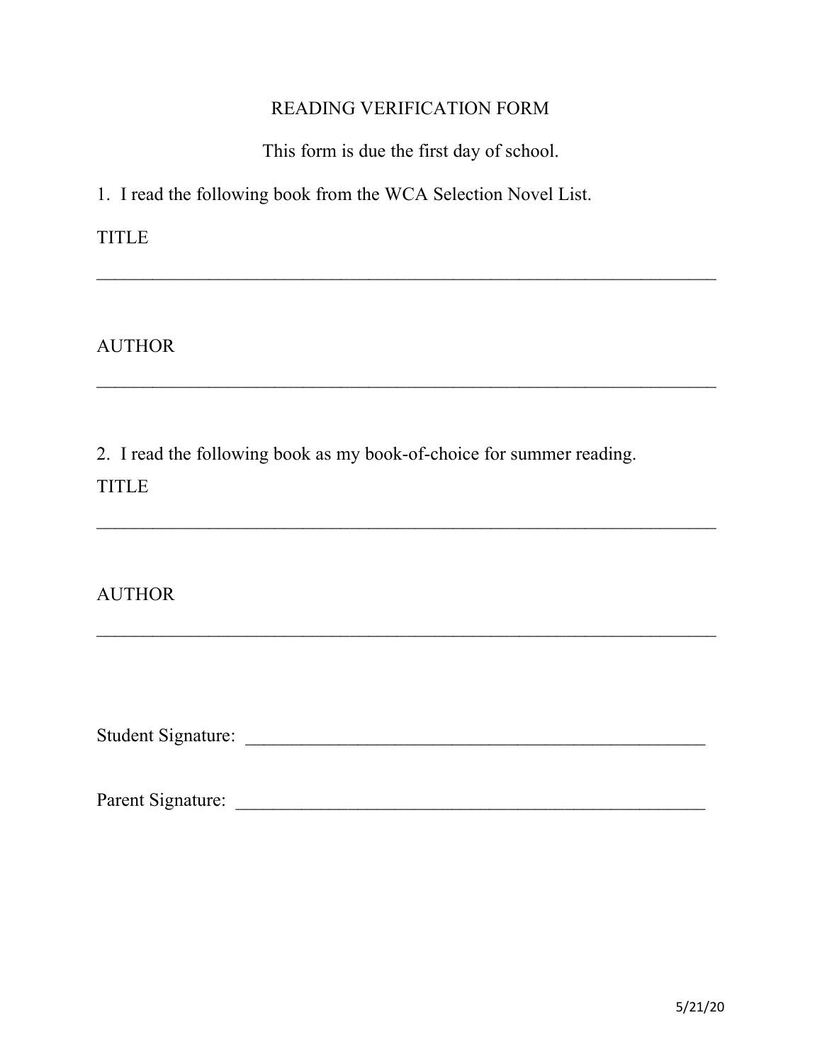# READING VERIFICATION FORM

This form is due the first day of school.

1. I read the following book from the WCA Selection Novel List.

TITLE

_____________________________________________________________________

AUTHOR

_____________________________________________________________________

2. I read the following book as my book-of-choice for summer reading.

TITLE

_____________________________________________________________________

AUTHOR

_____________________________________________________________________

Student Signature: ___________________________________________________

Parent Signature: ____________________________________________________

5/21/20